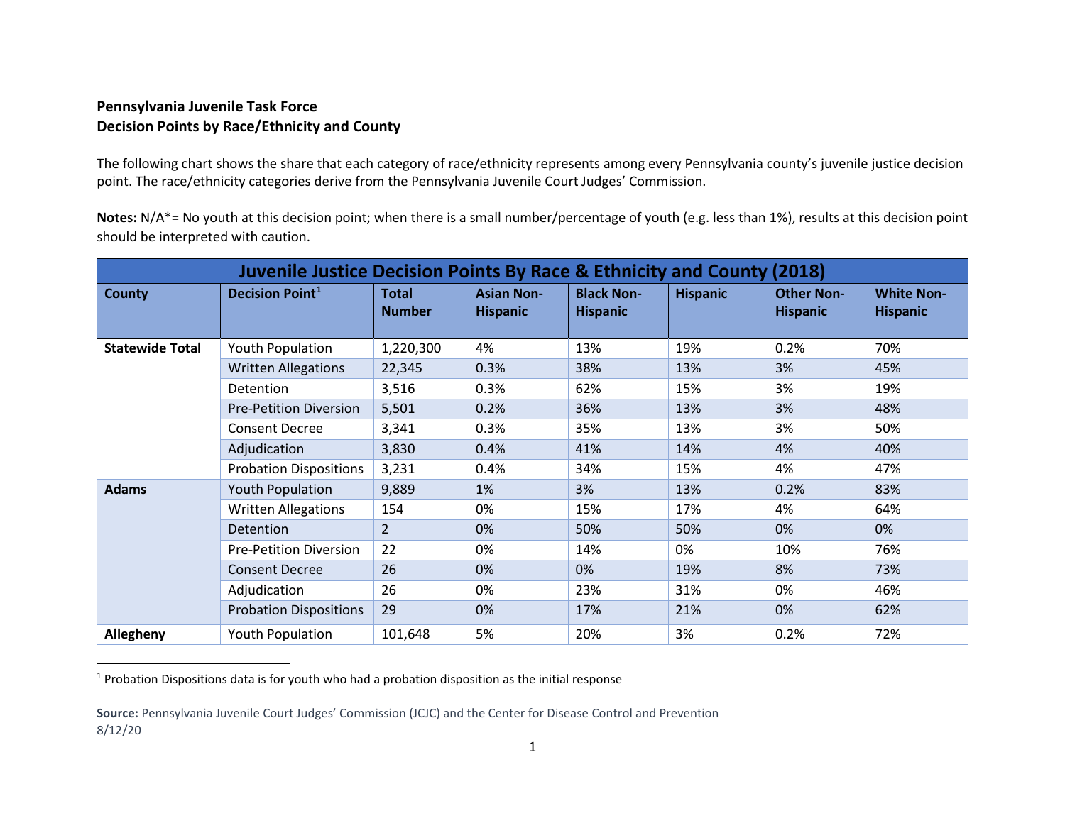**Pennsylvania Juvenile Task Force**
**Decision Points by Race/Ethnicity and County**

The following chart shows the share that each category of race/ethnicity represents among every Pennsylvania county's juvenile justice decision point. The race/ethnicity categories derive from the Pennsylvania Juvenile Court Judges' Commission.

**Notes:** N/A*= No youth at this decision point; when there is a small number/percentage of youth (e.g. less than 1%), results at this decision point should be interpreted with caution.

| Juvenile Justice Decision Points By Race & Ethnicity and County (2018) | | | | | | | |
|---|---|---|---|---|---|---|---|
| **County** | **Decision Point[1]** | **Total Number** | **Asian Non-Hispanic** | **Black Non-Hispanic** | **Hispanic** | **Other Non-Hispanic** | **White Non-Hispanic** |
| **Statewide Total** | Youth Population | 1,220,300 | 4% | 13% | 19% | 0.2% | 70% |
| | Written Allegations | 22,345 | 0.3% | 38% | 13% | 3% | 45% |
| | Detention | 3,516 | 0.3% | 62% | 15% | 3% | 19% |
| | Pre-Petition Diversion | 5,501 | 0.2% | 36% | 13% | 3% | 48% |
| | Consent Decree | 3,341 | 0.3% | 35% | 13% | 3% | 50% |
| | Adjudication | 3,830 | 0.4% | 41% | 14% | 4% | 40% |
| | Probation Dispositions | 3,231 | 0.4% | 34% | 15% | 4% | 47% |
| **Adams** | Youth Population | 9,889 | 1% | 3% | 13% | 0.2% | 83% |
| | Written Allegations | 154 | 0% | 15% | 17% | 4% | 64% |
| | Detention | 2 | 0% | 50% | 50% | 0% | 0% |
| | Pre-Petition Diversion | 22 | 0% | 14% | 0% | 10% | 76% |
| | Consent Decree | 26 | 0% | 0% | 19% | 8% | 73% |
| | Adjudication | 26 | 0% | 23% | 31% | 0% | 46% |
| | Probation Dispositions | 29 | 0% | 17% | 21% | 0% | 62% |
| **Allegheny** | Youth Population | 101,648 | 5% | 20% | 3% | 0.2% | 72% |

[1] Probation Dispositions data is for youth who had a probation disposition as the initial response

**Source:** Pennsylvania Juvenile Court Judges' Commission (JCJC) and the Center for Disease Control and Prevention
8/12/20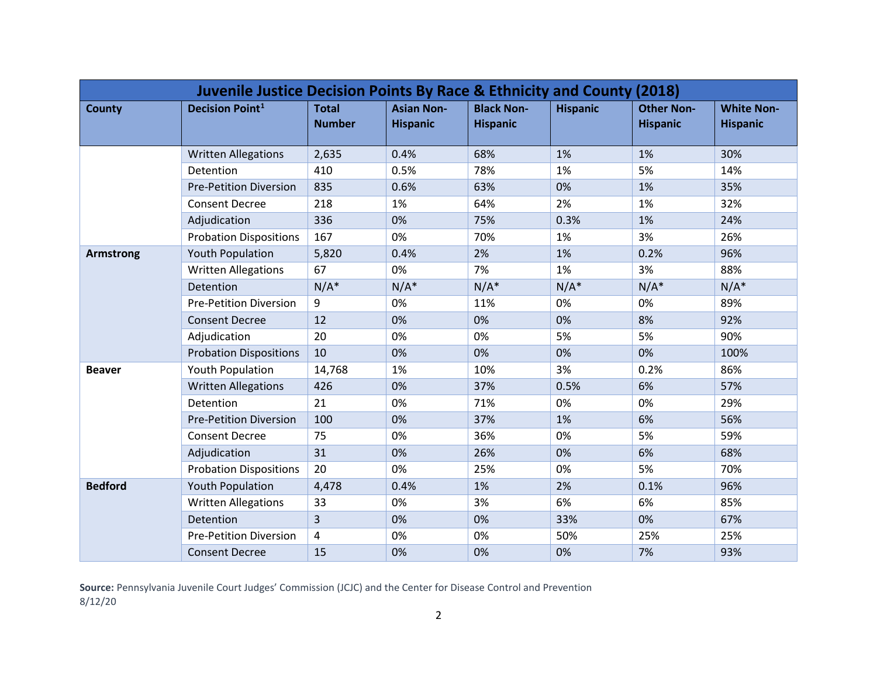| Juvenile Justice Decision Points By Race & Ethnicity and County (2018) | | | | | | | |
|---|---|---|---|---|---|---|---|
| County | Decision Point[1] | Total Number | Asian Non-Hispanic | Black Non-Hispanic | Hispanic | Other Non-Hispanic | White Non-Hispanic |
| | Written Allegations | 2,635 | 0.4% | 68% | 1% | 1% | 30% |
| | Detention | 410 | 0.5% | 78% | 1% | 5% | 14% |
| | Pre-Petition Diversion | 835 | 0.6% | 63% | 0% | 1% | 35% |
| | Consent Decree | 218 | 1% | 64% | 2% | 1% | 32% |
| | Adjudication | 336 | 0% | 75% | 0.3% | 1% | 24% |
| | Probation Dispositions | 167 | 0% | 70% | 1% | 3% | 26% |
| **Armstrong** | Youth Population | 5,820 | 0.4% | 2% | 1% | 0.2% | 96% |
| | Written Allegations | 67 | 0% | 7% | 1% | 3% | 88% |
| | Detention | N/A* | N/A* | N/A* | N/A* | N/A* | N/A* |
| | Pre-Petition Diversion | 9 | 0% | 11% | 0% | 0% | 89% |
| | Consent Decree | 12 | 0% | 0% | 0% | 8% | 92% |
| | Adjudication | 20 | 0% | 0% | 5% | 5% | 90% |
| | Probation Dispositions | 10 | 0% | 0% | 0% | 0% | 100% |
| **Beaver** | Youth Population | 14,768 | 1% | 10% | 3% | 0.2% | 86% |
| | Written Allegations | 426 | 0% | 37% | 0.5% | 6% | 57% |
| | Detention | 21 | 0% | 71% | 0% | 0% | 29% |
| | Pre-Petition Diversion | 100 | 0% | 37% | 1% | 6% | 56% |
| | Consent Decree | 75 | 0% | 36% | 0% | 5% | 59% |
| | Adjudication | 31 | 0% | 26% | 0% | 6% | 68% |
| | Probation Dispositions | 20 | 0% | 25% | 0% | 5% | 70% |
| **Bedford** | Youth Population | 4,478 | 0.4% | 1% | 2% | 0.1% | 96% |
| | Written Allegations | 33 | 0% | 3% | 6% | 6% | 85% |
| | Detention | 3 | 0% | 0% | 33% | 0% | 67% |
| | Pre-Petition Diversion | 4 | 0% | 0% | 50% | 25% | 25% |
| | Consent Decree | 15 | 0% | 0% | 0% | 7% | 93% |

**Source:** Pennsylvania Juvenile Court Judges' Commission (JCJC) and the Center for Disease Control and Prevention
8/12/20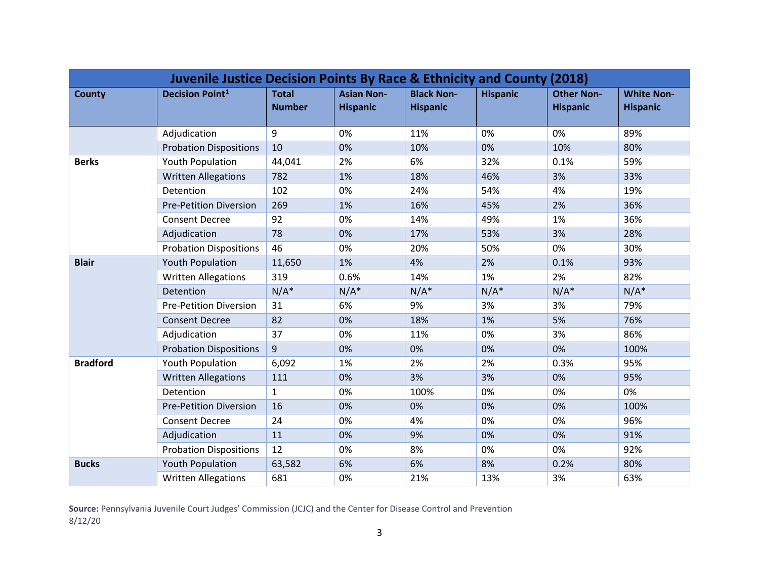| Juvenile Justice Decision Points By Race & Ethnicity and County (2018) | | | | | | | |
|---|---|---|---|---|---|---|---|
| **County** | **Decision Point[1]** | **Total Number** | **Asian Non-Hispanic** | **Black Non-Hispanic** | **Hispanic** | **Other Non-Hispanic** | **White Non-Hispanic** |
| | Adjudication | 9 | 0% | 11% | 0% | 0% | 89% |
| | Probation Dispositions | 10 | 0% | 10% | 0% | 10% | 80% |
| **Berks** | Youth Population | 44,041 | 2% | 6% | 32% | 0.1% | 59% |
| | Written Allegations | 782 | 1% | 18% | 46% | 3% | 33% |
| | Detention | 102 | 0% | 24% | 54% | 4% | 19% |
| | Pre-Petition Diversion | 269 | 1% | 16% | 45% | 2% | 36% |
| | Consent Decree | 92 | 0% | 14% | 49% | 1% | 36% |
| | Adjudication | 78 | 0% | 17% | 53% | 3% | 28% |
| | Probation Dispositions | 46 | 0% | 20% | 50% | 0% | 30% |
| **Blair** | Youth Population | 11,650 | 1% | 4% | 2% | 0.1% | 93% |
| | Written Allegations | 319 | 0.6% | 14% | 1% | 2% | 82% |
| | Detention | N/A* | N/A* | N/A* | N/A* | N/A* | N/A* |
| | Pre-Petition Diversion | 31 | 6% | 9% | 3% | 3% | 79% |
| | Consent Decree | 82 | 0% | 18% | 1% | 5% | 76% |
| | Adjudication | 37 | 0% | 11% | 0% | 3% | 86% |
| | Probation Dispositions | 9 | 0% | 0% | 0% | 0% | 100% |
| **Bradford** | Youth Population | 6,092 | 1% | 2% | 2% | 0.3% | 95% |
| | Written Allegations | 111 | 0% | 3% | 3% | 0% | 95% |
| | Detention | 1 | 0% | 100% | 0% | 0% | 0% |
| | Pre-Petition Diversion | 16 | 0% | 0% | 0% | 0% | 100% |
| | Consent Decree | 24 | 0% | 4% | 0% | 0% | 96% |
| | Adjudication | 11 | 0% | 9% | 0% | 0% | 91% |
| | Probation Dispositions | 12 | 0% | 8% | 0% | 0% | 92% |
| **Bucks** | Youth Population | 63,582 | 6% | 6% | 8% | 0.2% | 80% |
| | Written Allegations | 681 | 0% | 21% | 13% | 3% | 63% |

**Source:** Pennsylvania Juvenile Court Judges' Commission (JCJC) and the Center for Disease Control and Prevention
8/12/20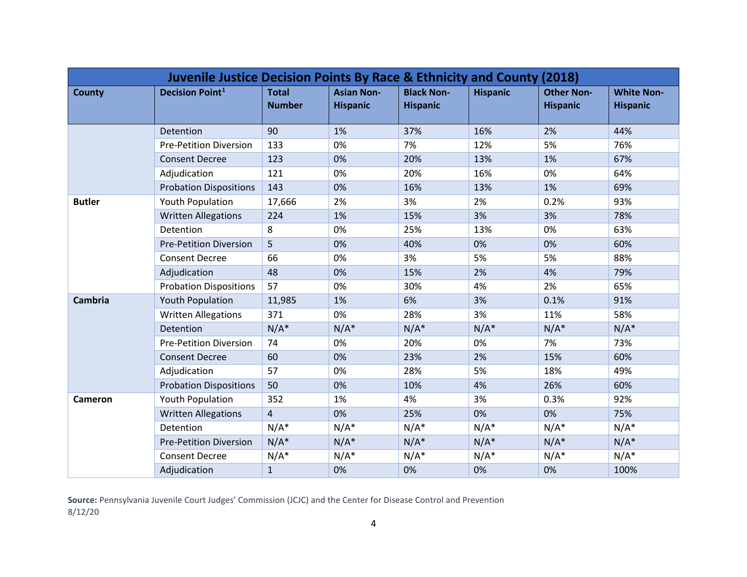| Juvenile Justice Decision Points By Race & Ethnicity and County (2018) | | | | | | | |
|---|---|---|---|---|---|---|---|
| **County** | **Decision Point[1]** | **Total Number** | **Asian Non-Hispanic** | **Black Non-Hispanic** | **Hispanic** | **Other Non-Hispanic** | **White Non-Hispanic** |
| | Detention | 90 | 1% | 37% | 16% | 2% | 44% |
| | Pre-Petition Diversion | 133 | 0% | 7% | 12% | 5% | 76% |
| | Consent Decree | 123 | 0% | 20% | 13% | 1% | 67% |
| | Adjudication | 121 | 0% | 20% | 16% | 0% | 64% |
| | Probation Dispositions | 143 | 0% | 16% | 13% | 1% | 69% |
| **Butler** | Youth Population | 17,666 | 2% | 3% | 2% | 0.2% | 93% |
| | Written Allegations | 224 | 1% | 15% | 3% | 3% | 78% |
| | Detention | 8 | 0% | 25% | 13% | 0% | 63% |
| | Pre-Petition Diversion | 5 | 0% | 40% | 0% | 0% | 60% |
| | Consent Decree | 66 | 0% | 3% | 5% | 5% | 88% |
| | Adjudication | 48 | 0% | 15% | 2% | 4% | 79% |
| | Probation Dispositions | 57 | 0% | 30% | 4% | 2% | 65% |
| **Cambria** | Youth Population | 11,985 | 1% | 6% | 3% | 0.1% | 91% |
| | Written Allegations | 371 | 0% | 28% | 3% | 11% | 58% |
| | Detention | N/A* | N/A* | N/A* | N/A* | N/A* | N/A* |
| | Pre-Petition Diversion | 74 | 0% | 20% | 0% | 7% | 73% |
| | Consent Decree | 60 | 0% | 23% | 2% | 15% | 60% |
| | Adjudication | 57 | 0% | 28% | 5% | 18% | 49% |
| | Probation Dispositions | 50 | 0% | 10% | 4% | 26% | 60% |
| **Cameron** | Youth Population | 352 | 1% | 4% | 3% | 0.3% | 92% |
| | Written Allegations | 4 | 0% | 25% | 0% | 0% | 75% |
| | Detention | N/A* | N/A* | N/A* | N/A* | N/A* | N/A* |
| | Pre-Petition Diversion | N/A* | N/A* | N/A* | N/A* | N/A* | N/A* |
| | Consent Decree | N/A* | N/A* | N/A* | N/A* | N/A* | N/A* |
| | Adjudication | 1 | 0% | 0% | 0% | 0% | 100% |

**Source:** Pennsylvania Juvenile Court Judges' Commission (JCJC) and the Center for Disease Control and Prevention
8/12/20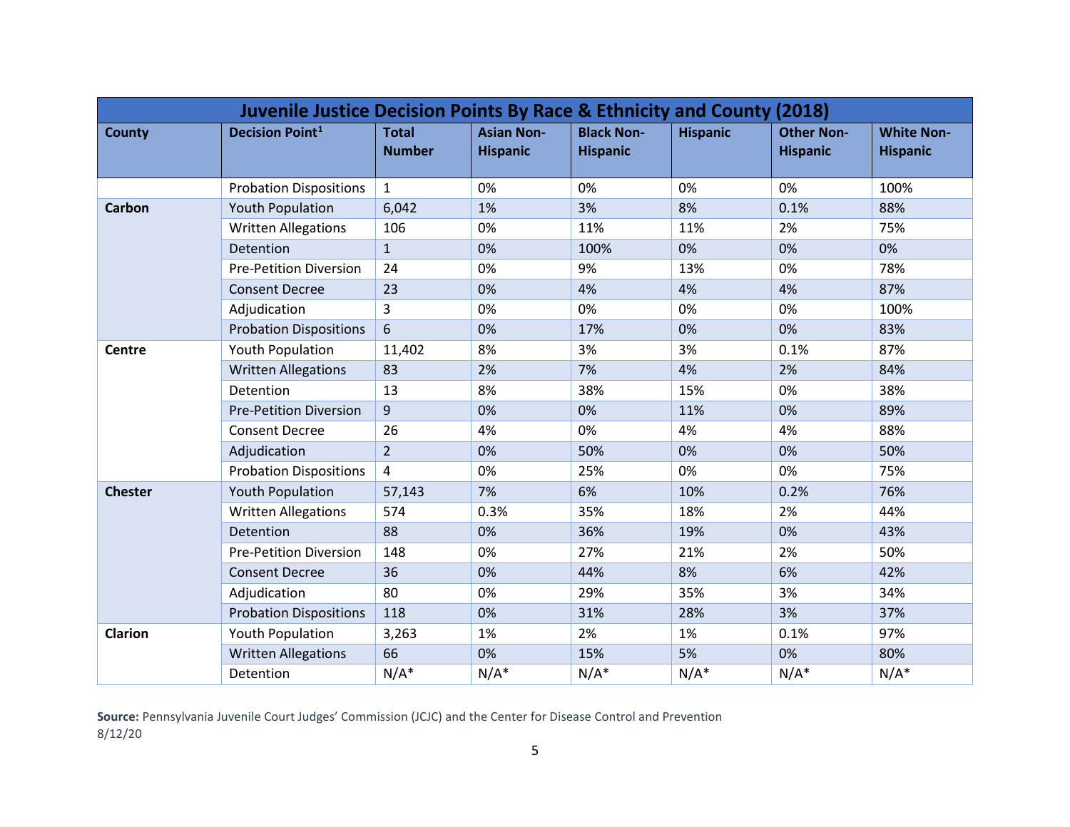| Juvenile Justice Decision Points By Race & Ethnicity and County (2018) | | | | | | | |
|---|---|---|---|---|---|---|---|
| **County** | **Decision Point[1]** | **Total Number** | **Asian Non-Hispanic** | **Black Non-Hispanic** | **Hispanic** | **Other Non-Hispanic** | **White Non-Hispanic** |
| | Probation Dispositions | 1 | 0% | 0% | 0% | 0% | 100% |
| **Carbon** | Youth Population | 6,042 | 1% | 3% | 8% | 0.1% | 88% |
| | Written Allegations | 106 | 0% | 11% | 11% | 2% | 75% |
| | Detention | 1 | 0% | 100% | 0% | 0% | 0% |
| | Pre-Petition Diversion | 24 | 0% | 9% | 13% | 0% | 78% |
| | Consent Decree | 23 | 0% | 4% | 4% | 4% | 87% |
| | Adjudication | 3 | 0% | 0% | 0% | 0% | 100% |
| | Probation Dispositions | 6 | 0% | 17% | 0% | 0% | 83% |
| **Centre** | Youth Population | 11,402 | 8% | 3% | 3% | 0.1% | 87% |
| | Written Allegations | 83 | 2% | 7% | 4% | 2% | 84% |
| | Detention | 13 | 8% | 38% | 15% | 0% | 38% |
| | Pre-Petition Diversion | 9 | 0% | 0% | 11% | 0% | 89% |
| | Consent Decree | 26 | 4% | 0% | 4% | 4% | 88% |
| | Adjudication | 2 | 0% | 50% | 0% | 0% | 50% |
| | Probation Dispositions | 4 | 0% | 25% | 0% | 0% | 75% |
| **Chester** | Youth Population | 57,143 | 7% | 6% | 10% | 0.2% | 76% |
| | Written Allegations | 574 | 0.3% | 35% | 18% | 2% | 44% |
| | Detention | 88 | 0% | 36% | 19% | 0% | 43% |
| | Pre-Petition Diversion | 148 | 0% | 27% | 21% | 2% | 50% |
| | Consent Decree | 36 | 0% | 44% | 8% | 6% | 42% |
| | Adjudication | 80 | 0% | 29% | 35% | 3% | 34% |
| | Probation Dispositions | 118 | 0% | 31% | 28% | 3% | 37% |
| **Clarion** | Youth Population | 3,263 | 1% | 2% | 1% | 0.1% | 97% |
| | Written Allegations | 66 | 0% | 15% | 5% | 0% | 80% |
| | Detention | N/A* | N/A* | N/A* | N/A* | N/A* | N/A* |

**Source:** Pennsylvania Juvenile Court Judges' Commission (JCJC) and the Center for Disease Control and Prevention
8/12/20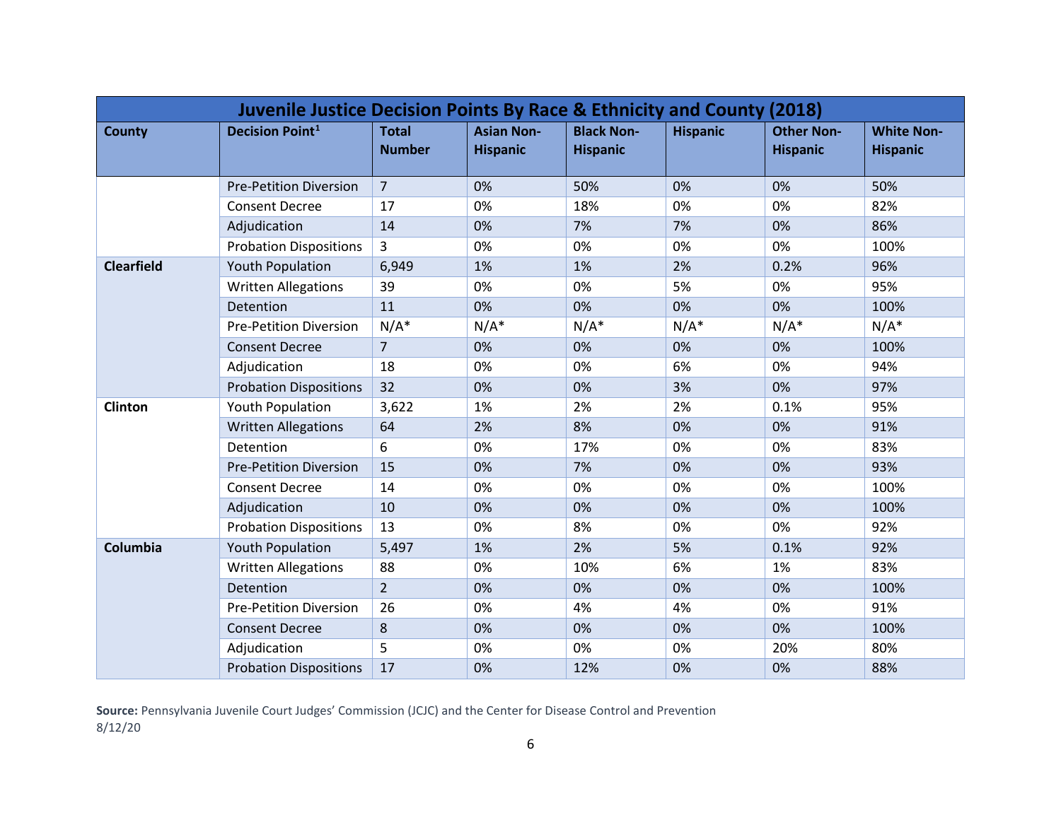| Juvenile Justice Decision Points By Race & Ethnicity and County (2018) | | | | | | | |
|---|---|---|---|---|---|---|---|
| **County** | **Decision Point[1]** | **Total Number** | **Asian Non-Hispanic** | **Black Non-Hispanic** | **Hispanic** | **Other Non-Hispanic** | **White Non-Hispanic** |
| | Pre-Petition Diversion | 7 | 0% | 50% | 0% | 0% | 50% |
| | Consent Decree | 17 | 0% | 18% | 0% | 0% | 82% |
| | Adjudication | 14 | 0% | 7% | 7% | 0% | 86% |
| | Probation Dispositions | 3 | 0% | 0% | 0% | 0% | 100% |
| **Clearfield** | Youth Population | 6,949 | 1% | 1% | 2% | 0.2% | 96% |
| | Written Allegations | 39 | 0% | 0% | 5% | 0% | 95% |
| | Detention | 11 | 0% | 0% | 0% | 0% | 100% |
| | Pre-Petition Diversion | N/A* | N/A* | N/A* | N/A* | N/A* | N/A* |
| | Consent Decree | 7 | 0% | 0% | 0% | 0% | 100% |
| | Adjudication | 18 | 0% | 0% | 6% | 0% | 94% |
| | Probation Dispositions | 32 | 0% | 0% | 3% | 0% | 97% |
| **Clinton** | Youth Population | 3,622 | 1% | 2% | 2% | 0.1% | 95% |
| | Written Allegations | 64 | 2% | 8% | 0% | 0% | 91% |
| | Detention | 6 | 0% | 17% | 0% | 0% | 83% |
| | Pre-Petition Diversion | 15 | 0% | 7% | 0% | 0% | 93% |
| | Consent Decree | 14 | 0% | 0% | 0% | 0% | 100% |
| | Adjudication | 10 | 0% | 0% | 0% | 0% | 100% |
| | Probation Dispositions | 13 | 0% | 8% | 0% | 0% | 92% |
| **Columbia** | Youth Population | 5,497 | 1% | 2% | 5% | 0.1% | 92% |
| | Written Allegations | 88 | 0% | 10% | 6% | 1% | 83% |
| | Detention | 2 | 0% | 0% | 0% | 0% | 100% |
| | Pre-Petition Diversion | 26 | 0% | 4% | 4% | 0% | 91% |
| | Consent Decree | 8 | 0% | 0% | 0% | 0% | 100% |
| | Adjudication | 5 | 0% | 0% | 0% | 20% | 80% |
| | Probation Dispositions | 17 | 0% | 12% | 0% | 0% | 88% |

**Source:** Pennsylvania Juvenile Court Judges' Commission (JCJC) and the Center for Disease Control and Prevention
8/12/20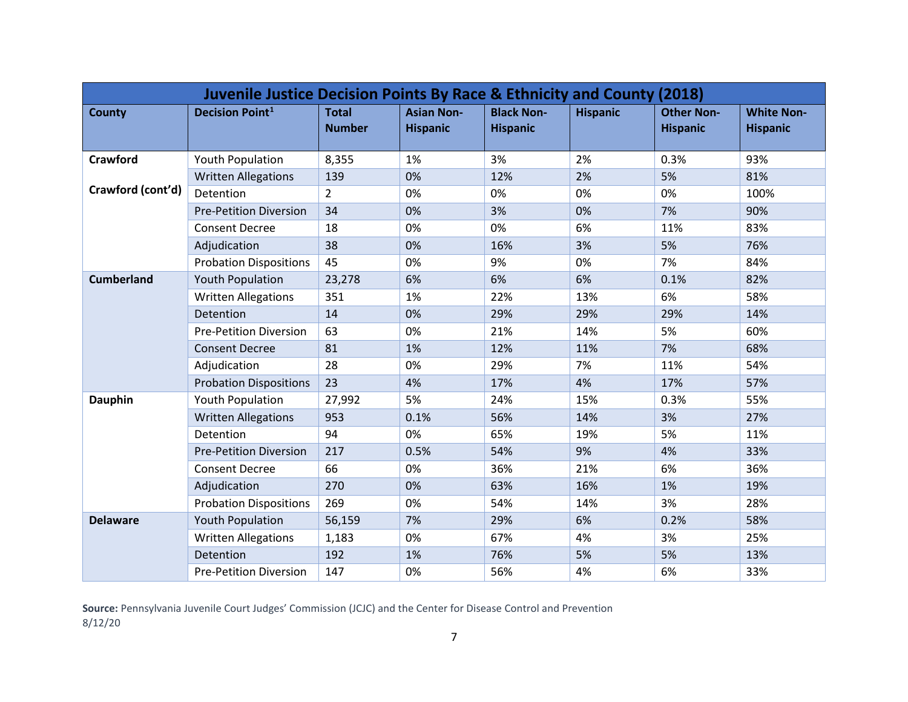| Juvenile Justice Decision Points By Race & Ethnicity and County (2018) | | | | | | | |
|---|---|---|---|---|---|---|---|
| **County** | **Decision Point[1]** | **Total Number** | **Asian Non-Hispanic** | **Black Non-Hispanic** | **Hispanic** | **Other Non-Hispanic** | **White Non-Hispanic** |
| **Crawford** | Youth Population | 8,355 | 1% | 3% | 2% | 0.3% | 93% |
| | Written Allegations | 139 | 0% | 12% | 2% | 5% | 81% |
| **Crawford (cont'd)** | Detention | 2 | 0% | 0% | 0% | 0% | 100% |
| | Pre-Petition Diversion | 34 | 0% | 3% | 0% | 7% | 90% |
| | Consent Decree | 18 | 0% | 0% | 6% | 11% | 83% |
| | Adjudication | 38 | 0% | 16% | 3% | 5% | 76% |
| | Probation Dispositions | 45 | 0% | 9% | 0% | 7% | 84% |
| **Cumberland** | Youth Population | 23,278 | 6% | 6% | 6% | 0.1% | 82% |
| | Written Allegations | 351 | 1% | 22% | 13% | 6% | 58% |
| | Detention | 14 | 0% | 29% | 29% | 29% | 14% |
| | Pre-Petition Diversion | 63 | 0% | 21% | 14% | 5% | 60% |
| | Consent Decree | 81 | 1% | 12% | 11% | 7% | 68% |
| | Adjudication | 28 | 0% | 29% | 7% | 11% | 54% |
| | Probation Dispositions | 23 | 4% | 17% | 4% | 17% | 57% |
| **Dauphin** | Youth Population | 27,992 | 5% | 24% | 15% | 0.3% | 55% |
| | Written Allegations | 953 | 0.1% | 56% | 14% | 3% | 27% |
| | Detention | 94 | 0% | 65% | 19% | 5% | 11% |
| | Pre-Petition Diversion | 217 | 0.5% | 54% | 9% | 4% | 33% |
| | Consent Decree | 66 | 0% | 36% | 21% | 6% | 36% |
| | Adjudication | 270 | 0% | 63% | 16% | 1% | 19% |
| | Probation Dispositions | 269 | 0% | 54% | 14% | 3% | 28% |
| **Delaware** | Youth Population | 56,159 | 7% | 29% | 6% | 0.2% | 58% |
| | Written Allegations | 1,183 | 0% | 67% | 4% | 3% | 25% |
| | Detention | 192 | 1% | 76% | 5% | 5% | 13% |
| | Pre-Petition Diversion | 147 | 0% | 56% | 4% | 6% | 33% |

**Source:** Pennsylvania Juvenile Court Judges' Commission (JCJC) and the Center for Disease Control and Prevention
8/12/20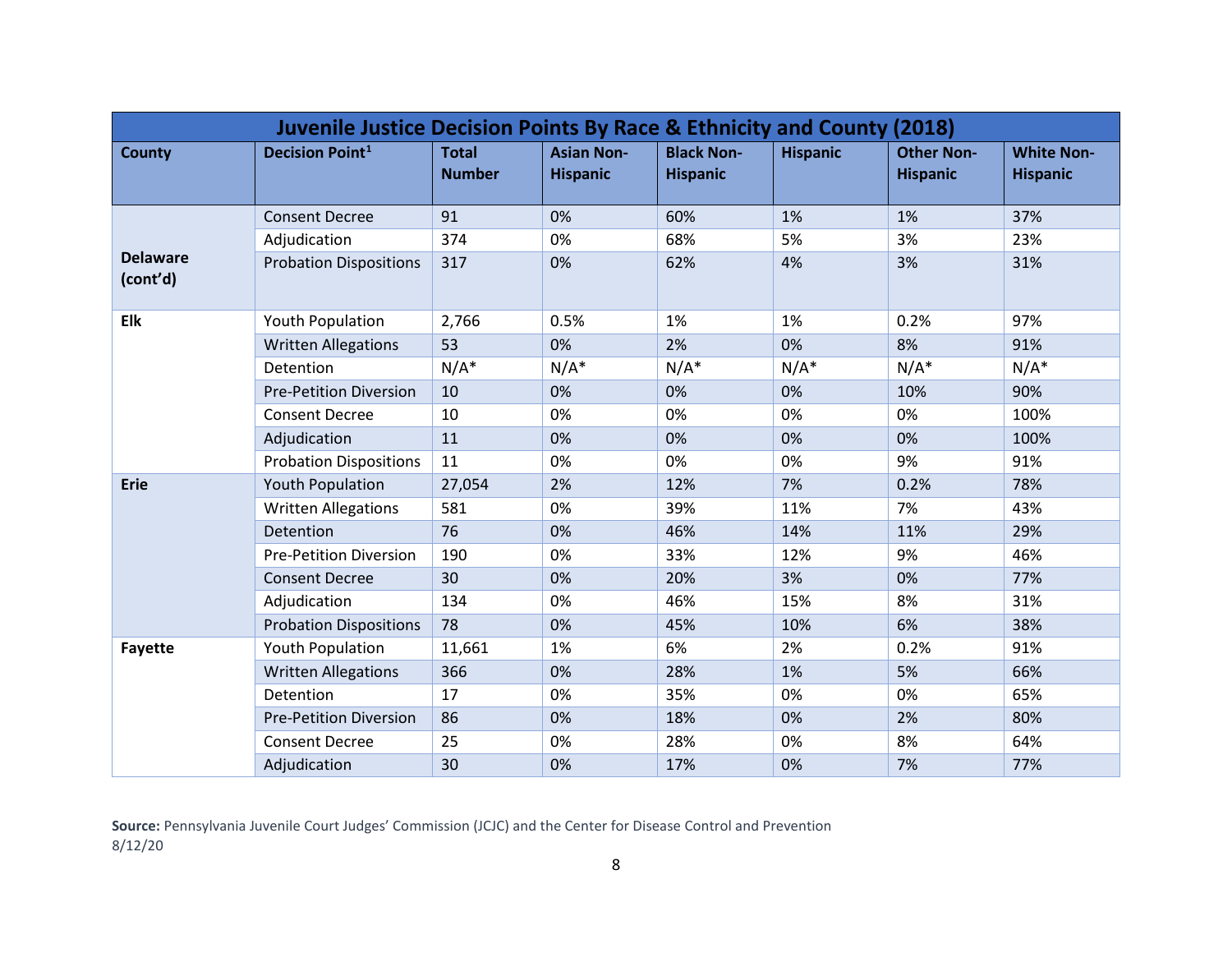| Juvenile Justice Decision Points By Race & Ethnicity and County (2018) | | | | | | | |
|---|---|---|---|---|---|---|---|
| **County** | **Decision Point[1]** | **Total Number** | **Asian Non-Hispanic** | **Black Non-Hispanic** | **Hispanic** | **Other Non-Hispanic** | **White Non-Hispanic** |
| **Delaware (cont'd)** | Consent Decree | 91 | 0% | 60% | 1% | 1% | 37% |
| | Adjudication | 374 | 0% | 68% | 5% | 3% | 23% |
| | Probation Dispositions | 317 | 0% | 62% | 4% | 3% | 31% |
| **Elk** | Youth Population | 2,766 | 0.5% | 1% | 1% | 0.2% | 97% |
| | Written Allegations | 53 | 0% | 2% | 0% | 8% | 91% |
| | Detention | N/A* | N/A* | N/A* | N/A* | N/A* | N/A* |
| | Pre-Petition Diversion | 10 | 0% | 0% | 0% | 10% | 90% |
| | Consent Decree | 10 | 0% | 0% | 0% | 0% | 100% |
| | Adjudication | 11 | 0% | 0% | 0% | 0% | 100% |
| | Probation Dispositions | 11 | 0% | 0% | 0% | 9% | 91% |
| **Erie** | Youth Population | 27,054 | 2% | 12% | 7% | 0.2% | 78% |
| | Written Allegations | 581 | 0% | 39% | 11% | 7% | 43% |
| | Detention | 76 | 0% | 46% | 14% | 11% | 29% |
| | Pre-Petition Diversion | 190 | 0% | 33% | 12% | 9% | 46% |
| | Consent Decree | 30 | 0% | 20% | 3% | 0% | 77% |
| | Adjudication | 134 | 0% | 46% | 15% | 8% | 31% |
| | Probation Dispositions | 78 | 0% | 45% | 10% | 6% | 38% |
| **Fayette** | Youth Population | 11,661 | 1% | 6% | 2% | 0.2% | 91% |
| | Written Allegations | 366 | 0% | 28% | 1% | 5% | 66% |
| | Detention | 17 | 0% | 35% | 0% | 0% | 65% |
| | Pre-Petition Diversion | 86 | 0% | 18% | 0% | 2% | 80% |
| | Consent Decree | 25 | 0% | 28% | 0% | 8% | 64% |
| | Adjudication | 30 | 0% | 17% | 0% | 7% | 77% |

**Source:** Pennsylvania Juvenile Court Judges' Commission (JCJC) and the Center for Disease Control and Prevention
8/12/20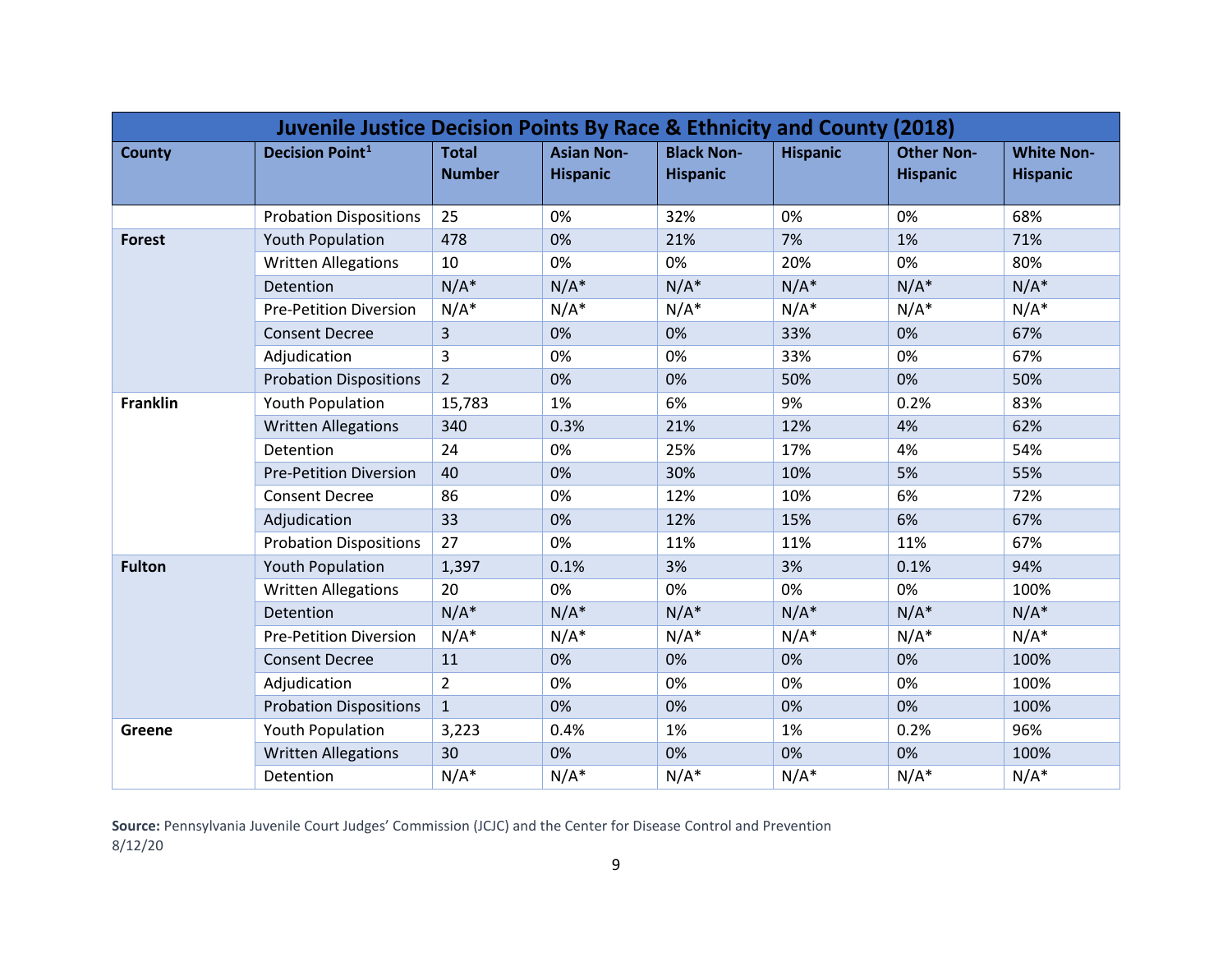| Juvenile Justice Decision Points By Race & Ethnicity and County (2018) | | | | | | | |
|---|---|---|---|---|---|---|---|
| **County** | **Decision Point[1]** | **Total Number** | **Asian Non-Hispanic** | **Black Non-Hispanic** | **Hispanic** | **Other Non-Hispanic** | **White Non-Hispanic** |
| | Probation Dispositions | 25 | 0% | 32% | 0% | 0% | 68% |
| **Forest** | Youth Population | 478 | 0% | 21% | 7% | 1% | 71% |
| | Written Allegations | 10 | 0% | 0% | 20% | 0% | 80% |
| | Detention | N/A* | N/A* | N/A* | N/A* | N/A* | N/A* |
| | Pre-Petition Diversion | N/A* | N/A* | N/A* | N/A* | N/A* | N/A* |
| | Consent Decree | 3 | 0% | 0% | 33% | 0% | 67% |
| | Adjudication | 3 | 0% | 0% | 33% | 0% | 67% |
| | Probation Dispositions | 2 | 0% | 0% | 50% | 0% | 50% |
| **Franklin** | Youth Population | 15,783 | 1% | 6% | 9% | 0.2% | 83% |
| | Written Allegations | 340 | 0.3% | 21% | 12% | 4% | 62% |
| | Detention | 24 | 0% | 25% | 17% | 4% | 54% |
| | Pre-Petition Diversion | 40 | 0% | 30% | 10% | 5% | 55% |
| | Consent Decree | 86 | 0% | 12% | 10% | 6% | 72% |
| | Adjudication | 33 | 0% | 12% | 15% | 6% | 67% |
| | Probation Dispositions | 27 | 0% | 11% | 11% | 11% | 67% |
| **Fulton** | Youth Population | 1,397 | 0.1% | 3% | 3% | 0.1% | 94% |
| | Written Allegations | 20 | 0% | 0% | 0% | 0% | 100% |
| | Detention | N/A* | N/A* | N/A* | N/A* | N/A* | N/A* |
| | Pre-Petition Diversion | N/A* | N/A* | N/A* | N/A* | N/A* | N/A* |
| | Consent Decree | 11 | 0% | 0% | 0% | 0% | 100% |
| | Adjudication | 2 | 0% | 0% | 0% | 0% | 100% |
| | Probation Dispositions | 1 | 0% | 0% | 0% | 0% | 100% |
| **Greene** | Youth Population | 3,223 | 0.4% | 1% | 1% | 0.2% | 96% |
| | Written Allegations | 30 | 0% | 0% | 0% | 0% | 100% |
| | Detention | N/A* | N/A* | N/A* | N/A* | N/A* | N/A* |

**Source:** Pennsylvania Juvenile Court Judges' Commission (JCJC) and the Center for Disease Control and Prevention
8/12/20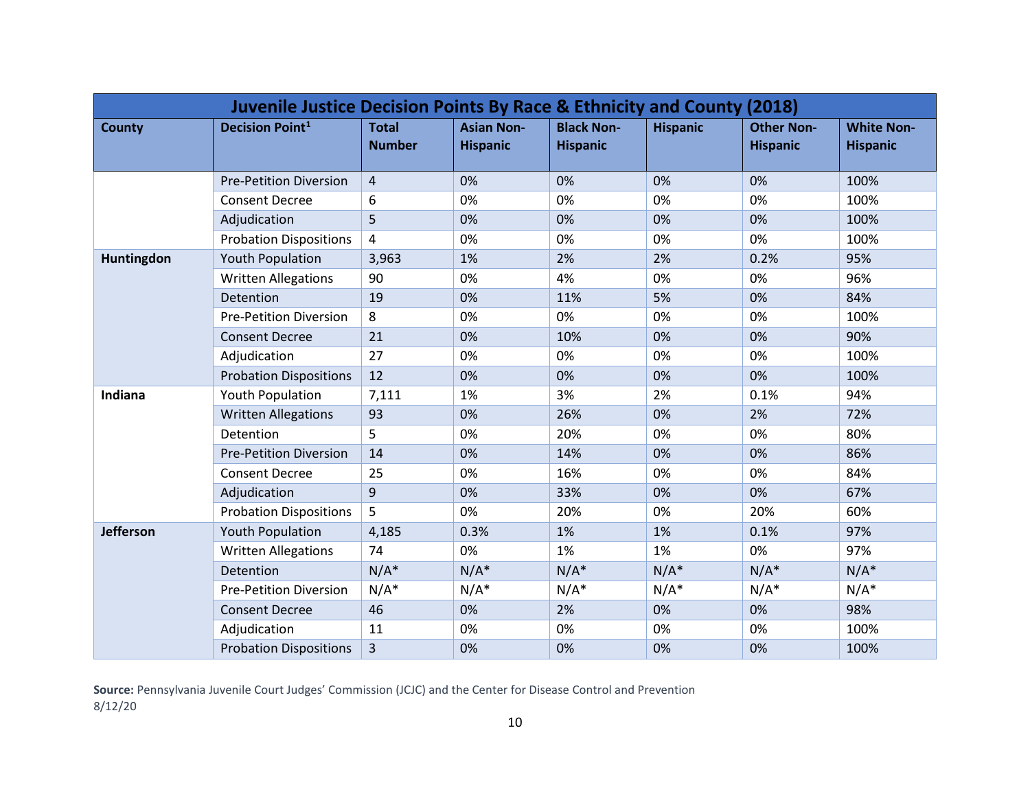| Juvenile Justice Decision Points By Race & Ethnicity and County (2018) | | | | | | | |
|---|---|---|---|---|---|---|---|
| **County** | **Decision Point[1]** | **Total Number** | **Asian Non-Hispanic** | **Black Non-Hispanic** | **Hispanic** | **Other Non-Hispanic** | **White Non-Hispanic** |
| | Pre-Petition Diversion | 4 | 0% | 0% | 0% | 0% | 100% |
| | Consent Decree | 6 | 0% | 0% | 0% | 0% | 100% |
| | Adjudication | 5 | 0% | 0% | 0% | 0% | 100% |
| | Probation Dispositions | 4 | 0% | 0% | 0% | 0% | 100% |
| **Huntingdon** | Youth Population | 3,963 | 1% | 2% | 2% | 0.2% | 95% |
| | Written Allegations | 90 | 0% | 4% | 0% | 0% | 96% |
| | Detention | 19 | 0% | 11% | 5% | 0% | 84% |
| | Pre-Petition Diversion | 8 | 0% | 0% | 0% | 0% | 100% |
| | Consent Decree | 21 | 0% | 10% | 0% | 0% | 90% |
| | Adjudication | 27 | 0% | 0% | 0% | 0% | 100% |
| | Probation Dispositions | 12 | 0% | 0% | 0% | 0% | 100% |
| **Indiana** | Youth Population | 7,111 | 1% | 3% | 2% | 0.1% | 94% |
| | Written Allegations | 93 | 0% | 26% | 0% | 2% | 72% |
| | Detention | 5 | 0% | 20% | 0% | 0% | 80% |
| | Pre-Petition Diversion | 14 | 0% | 14% | 0% | 0% | 86% |
| | Consent Decree | 25 | 0% | 16% | 0% | 0% | 84% |
| | Adjudication | 9 | 0% | 33% | 0% | 0% | 67% |
| | Probation Dispositions | 5 | 0% | 20% | 0% | 20% | 60% |
| **Jefferson** | Youth Population | 4,185 | 0.3% | 1% | 1% | 0.1% | 97% |
| | Written Allegations | 74 | 0% | 1% | 1% | 0% | 97% |
| | Detention | N/A* | N/A* | N/A* | N/A* | N/A* | N/A* |
| | Pre-Petition Diversion | N/A* | N/A* | N/A* | N/A* | N/A* | N/A* |
| | Consent Decree | 46 | 0% | 2% | 0% | 0% | 98% |
| | Adjudication | 11 | 0% | 0% | 0% | 0% | 100% |
| | Probation Dispositions | 3 | 0% | 0% | 0% | 0% | 100% |

**Source:** Pennsylvania Juvenile Court Judges' Commission (JCJC) and the Center for Disease Control and Prevention
8/12/20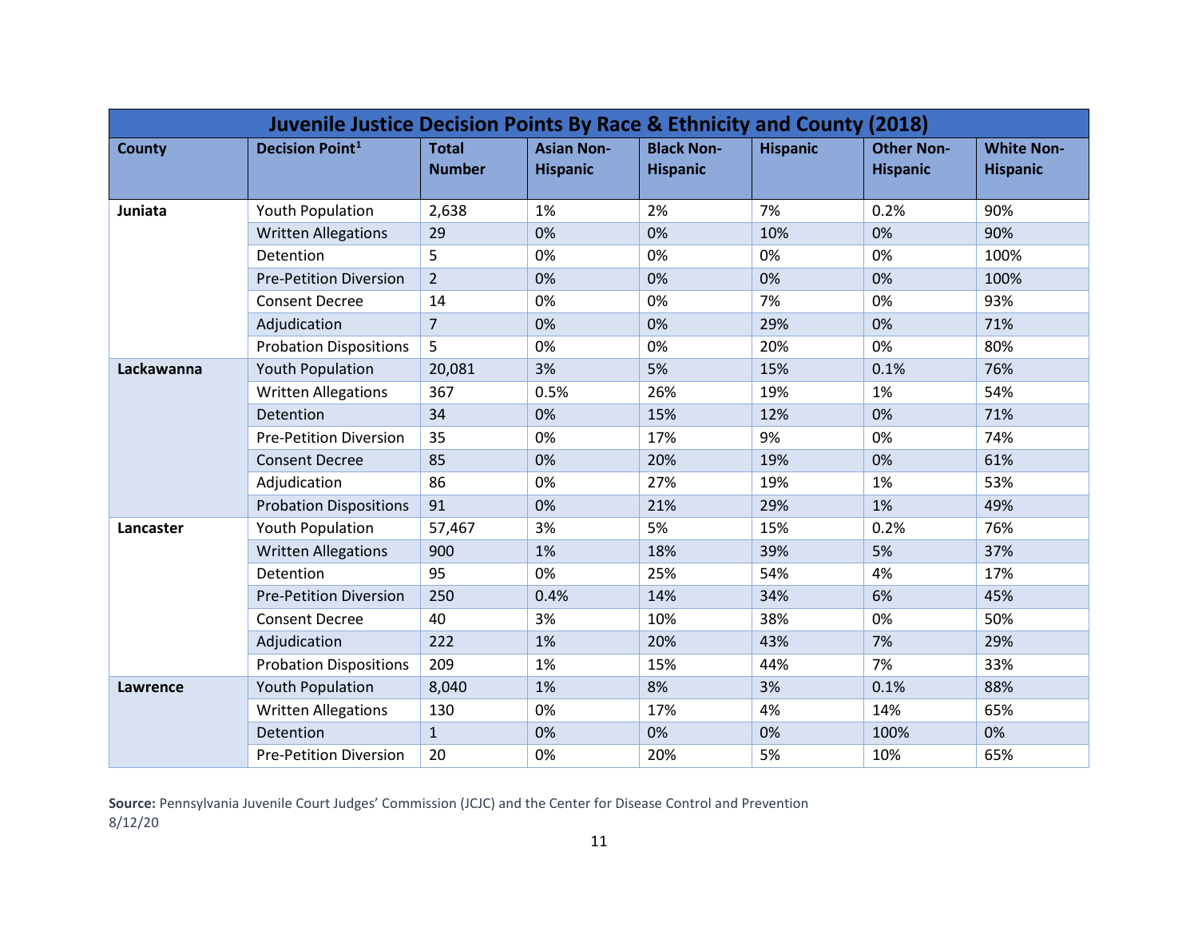| Juvenile Justice Decision Points By Race & Ethnicity and County (2018) | | | | | | | |
|---|---|---|---|---|---|---|---|
| **County** | **Decision Point[1]** | **Total Number** | **Asian Non-Hispanic** | **Black Non-Hispanic** | **Hispanic** | **Other Non-Hispanic** | **White Non-Hispanic** |
| **Juniata** | Youth Population | 2,638 | 1% | 2% | 7% | 0.2% | 90% |
| | Written Allegations | 29 | 0% | 0% | 10% | 0% | 90% |
| | Detention | 5 | 0% | 0% | 0% | 0% | 100% |
| | Pre-Petition Diversion | 2 | 0% | 0% | 0% | 0% | 100% |
| | Consent Decree | 14 | 0% | 0% | 7% | 0% | 93% |
| | Adjudication | 7 | 0% | 0% | 29% | 0% | 71% |
| | Probation Dispositions | 5 | 0% | 0% | 20% | 0% | 80% |
| **Lackawanna** | Youth Population | 20,081 | 3% | 5% | 15% | 0.1% | 76% |
| | Written Allegations | 367 | 0.5% | 26% | 19% | 1% | 54% |
| | Detention | 34 | 0% | 15% | 12% | 0% | 71% |
| | Pre-Petition Diversion | 35 | 0% | 17% | 9% | 0% | 74% |
| | Consent Decree | 85 | 0% | 20% | 19% | 0% | 61% |
| | Adjudication | 86 | 0% | 27% | 19% | 1% | 53% |
| | Probation Dispositions | 91 | 0% | 21% | 29% | 1% | 49% |
| **Lancaster** | Youth Population | 57,467 | 3% | 5% | 15% | 0.2% | 76% |
| | Written Allegations | 900 | 1% | 18% | 39% | 5% | 37% |
| | Detention | 95 | 0% | 25% | 54% | 4% | 17% |
| | Pre-Petition Diversion | 250 | 0.4% | 14% | 34% | 6% | 45% |
| | Consent Decree | 40 | 3% | 10% | 38% | 0% | 50% |
| | Adjudication | 222 | 1% | 20% | 43% | 7% | 29% |
| | Probation Dispositions | 209 | 1% | 15% | 44% | 7% | 33% |
| **Lawrence** | Youth Population | 8,040 | 1% | 8% | 3% | 0.1% | 88% |
| | Written Allegations | 130 | 0% | 17% | 4% | 14% | 65% |
| | Detention | 1 | 0% | 0% | 0% | 100% | 0% |
| | Pre-Petition Diversion | 20 | 0% | 20% | 5% | 10% | 65% |

**Source:** Pennsylvania Juvenile Court Judges' Commission (JCJC) and the Center for Disease Control and Prevention

8/12/20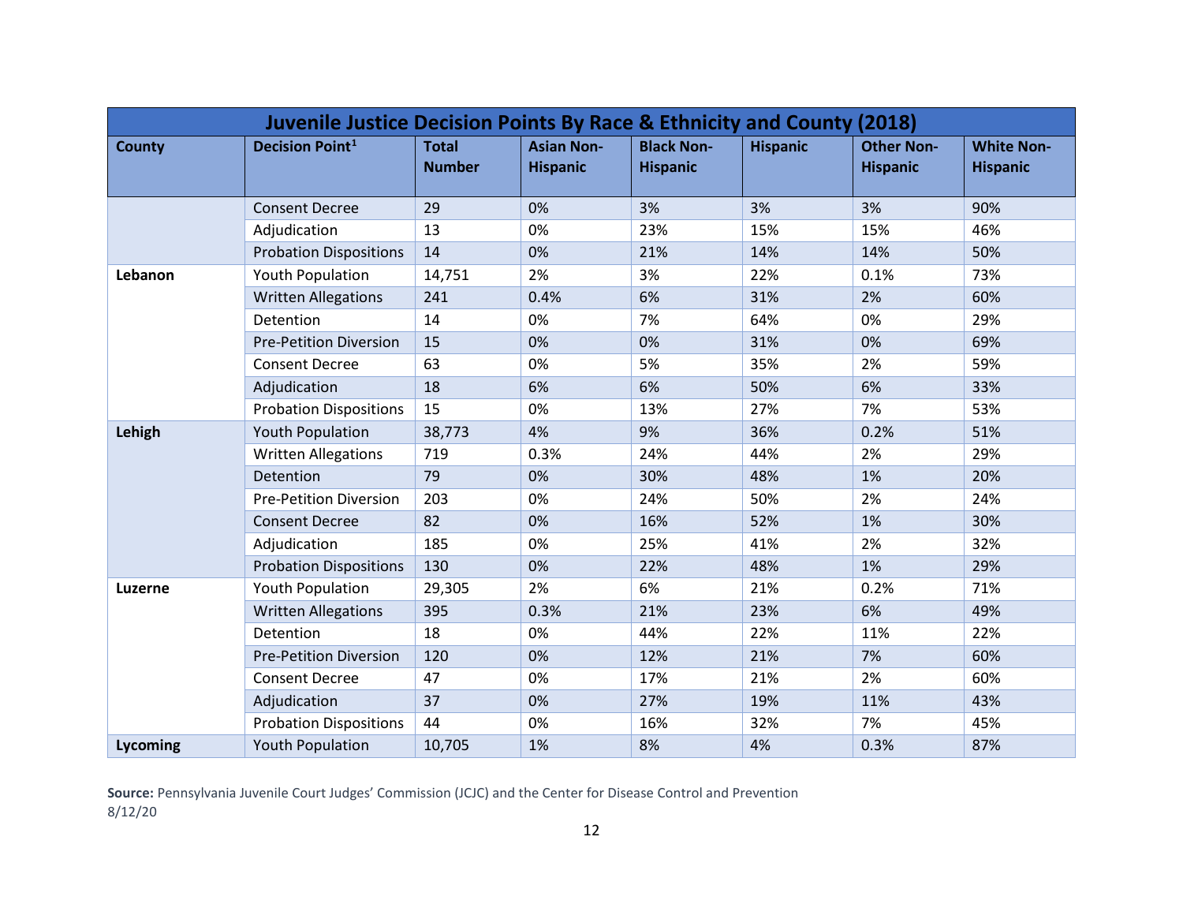| Juvenile Justice Decision Points By Race & Ethnicity and County (2018) | | | | | | | |
|---|---|---|---|---|---|---|---|
| **County** | **Decision Point[1]** | **Total Number** | **Asian Non-Hispanic** | **Black Non-Hispanic** | **Hispanic** | **Other Non-Hispanic** | **White Non-Hispanic** |
| | Consent Decree | 29 | 0% | 3% | 3% | 3% | 90% |
| | Adjudication | 13 | 0% | 23% | 15% | 15% | 46% |
| | Probation Dispositions | 14 | 0% | 21% | 14% | 14% | 50% |
| **Lebanon** | Youth Population | 14,751 | 2% | 3% | 22% | 0.1% | 73% |
| | Written Allegations | 241 | 0.4% | 6% | 31% | 2% | 60% |
| | Detention | 14 | 0% | 7% | 64% | 0% | 29% |
| | Pre-Petition Diversion | 15 | 0% | 0% | 31% | 0% | 69% |
| | Consent Decree | 63 | 0% | 5% | 35% | 2% | 59% |
| | Adjudication | 18 | 6% | 6% | 50% | 6% | 33% |
| | Probation Dispositions | 15 | 0% | 13% | 27% | 7% | 53% |
| **Lehigh** | Youth Population | 38,773 | 4% | 9% | 36% | 0.2% | 51% |
| | Written Allegations | 719 | 0.3% | 24% | 44% | 2% | 29% |
| | Detention | 79 | 0% | 30% | 48% | 1% | 20% |
| | Pre-Petition Diversion | 203 | 0% | 24% | 50% | 2% | 24% |
| | Consent Decree | 82 | 0% | 16% | 52% | 1% | 30% |
| | Adjudication | 185 | 0% | 25% | 41% | 2% | 32% |
| | Probation Dispositions | 130 | 0% | 22% | 48% | 1% | 29% |
| **Luzerne** | Youth Population | 29,305 | 2% | 6% | 21% | 0.2% | 71% |
| | Written Allegations | 395 | 0.3% | 21% | 23% | 6% | 49% |
| | Detention | 18 | 0% | 44% | 22% | 11% | 22% |
| | Pre-Petition Diversion | 120 | 0% | 12% | 21% | 7% | 60% |
| | Consent Decree | 47 | 0% | 17% | 21% | 2% | 60% |
| | Adjudication | 37 | 0% | 27% | 19% | 11% | 43% |
| | Probation Dispositions | 44 | 0% | 16% | 32% | 7% | 45% |
| **Lycoming** | Youth Population | 10,705 | 1% | 8% | 4% | 0.3% | 87% |

**Source:** Pennsylvania Juvenile Court Judges' Commission (JCJC) and the Center for Disease Control and Prevention
8/12/20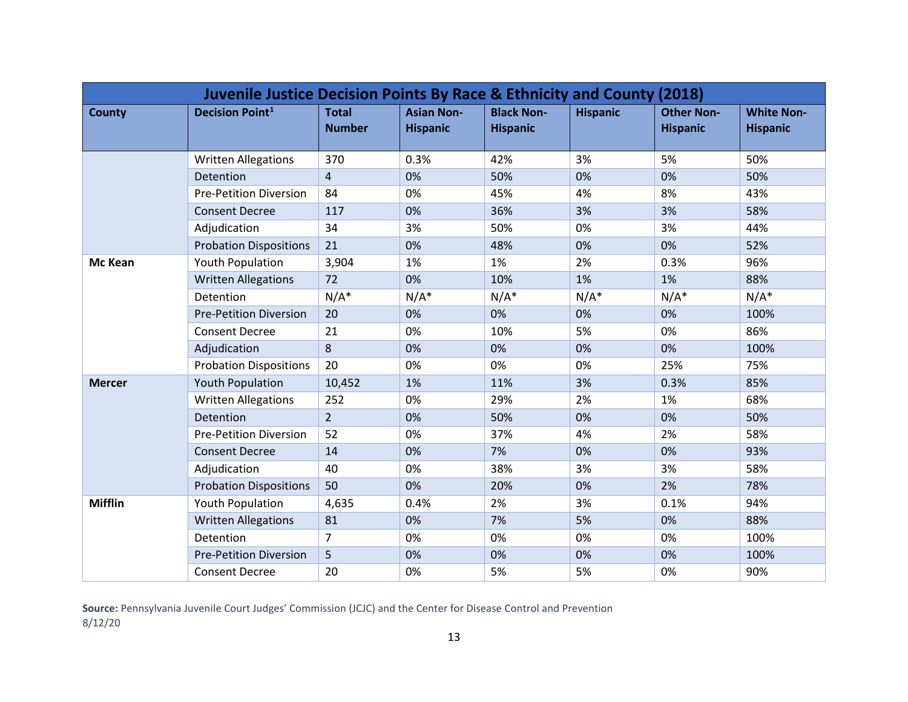| Juvenile Justice Decision Points By Race & Ethnicity and County (2018) | | | | | | | |
|---|---|---|---|---|---|---|---|
| **County** | **Decision Point[1]** | **Total Number** | **Asian Non-Hispanic** | **Black Non-Hispanic** | **Hispanic** | **Other Non-Hispanic** | **White Non-Hispanic** |
| | Written Allegations | 370 | 0.3% | 42% | 3% | 5% | 50% |
| | Detention | 4 | 0% | 50% | 0% | 0% | 50% |
| | Pre-Petition Diversion | 84 | 0% | 45% | 4% | 8% | 43% |
| | Consent Decree | 117 | 0% | 36% | 3% | 3% | 58% |
| | Adjudication | 34 | 3% | 50% | 0% | 3% | 44% |
| | Probation Dispositions | 21 | 0% | 48% | 0% | 0% | 52% |
| **Mc Kean** | Youth Population | 3,904 | 1% | 1% | 2% | 0.3% | 96% |
| | Written Allegations | 72 | 0% | 10% | 1% | 1% | 88% |
| | Detention | N/A* | N/A* | N/A* | N/A* | N/A* | N/A* |
| | Pre-Petition Diversion | 20 | 0% | 0% | 0% | 0% | 100% |
| | Consent Decree | 21 | 0% | 10% | 5% | 0% | 86% |
| | Adjudication | 8 | 0% | 0% | 0% | 0% | 100% |
| | Probation Dispositions | 20 | 0% | 0% | 0% | 25% | 75% |
| **Mercer** | Youth Population | 10,452 | 1% | 11% | 3% | 0.3% | 85% |
| | Written Allegations | 252 | 0% | 29% | 2% | 1% | 68% |
| | Detention | 2 | 0% | 50% | 0% | 0% | 50% |
| | Pre-Petition Diversion | 52 | 0% | 37% | 4% | 2% | 58% |
| | Consent Decree | 14 | 0% | 7% | 0% | 0% | 93% |
| | Adjudication | 40 | 0% | 38% | 3% | 3% | 58% |
| | Probation Dispositions | 50 | 0% | 20% | 0% | 2% | 78% |
| **Mifflin** | Youth Population | 4,635 | 0.4% | 2% | 3% | 0.1% | 94% |
| | Written Allegations | 81 | 0% | 7% | 5% | 0% | 88% |
| | Detention | 7 | 0% | 0% | 0% | 0% | 100% |
| | Pre-Petition Diversion | 5 | 0% | 0% | 0% | 0% | 100% |
| | Consent Decree | 20 | 0% | 5% | 5% | 0% | 90% |

**Source:** Pennsylvania Juvenile Court Judges' Commission (JCJC) and the Center for Disease Control and Prevention
8/12/20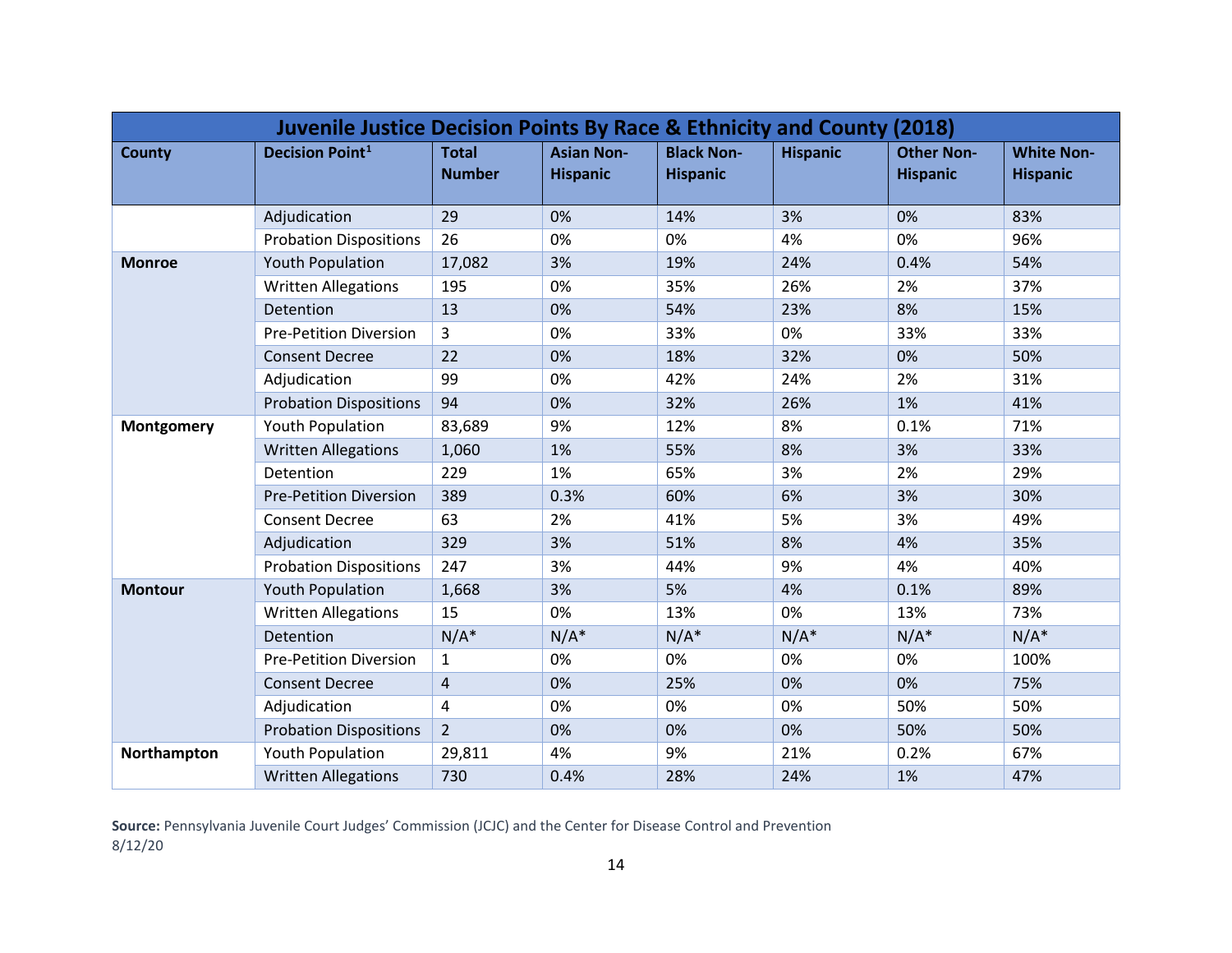| Juvenile Justice Decision Points By Race & Ethnicity and County (2018) | | | | | | | |
|---|---|---|---|---|---|---|---|
| **County** | **Decision Point[1]** | **Total Number** | **Asian Non-Hispanic** | **Black Non-Hispanic** | **Hispanic** | **Other Non-Hispanic** | **White Non-Hispanic** |
| | Adjudication | 29 | 0% | 14% | 3% | 0% | 83% |
| | Probation Dispositions | 26 | 0% | 0% | 4% | 0% | 96% |
| **Monroe** | Youth Population | 17,082 | 3% | 19% | 24% | 0.4% | 54% |
| | Written Allegations | 195 | 0% | 35% | 26% | 2% | 37% |
| | Detention | 13 | 0% | 54% | 23% | 8% | 15% |
| | Pre-Petition Diversion | 3 | 0% | 33% | 0% | 33% | 33% |
| | Consent Decree | 22 | 0% | 18% | 32% | 0% | 50% |
| | Adjudication | 99 | 0% | 42% | 24% | 2% | 31% |
| | Probation Dispositions | 94 | 0% | 32% | 26% | 1% | 41% |
| **Montgomery** | Youth Population | 83,689 | 9% | 12% | 8% | 0.1% | 71% |
| | Written Allegations | 1,060 | 1% | 55% | 8% | 3% | 33% |
| | Detention | 229 | 1% | 65% | 3% | 2% | 29% |
| | Pre-Petition Diversion | 389 | 0.3% | 60% | 6% | 3% | 30% |
| | Consent Decree | 63 | 2% | 41% | 5% | 3% | 49% |
| | Adjudication | 329 | 3% | 51% | 8% | 4% | 35% |
| | Probation Dispositions | 247 | 3% | 44% | 9% | 4% | 40% |
| **Montour** | Youth Population | 1,668 | 3% | 5% | 4% | 0.1% | 89% |
| | Written Allegations | 15 | 0% | 13% | 0% | 13% | 73% |
| | Detention | N/A* | N/A* | N/A* | N/A* | N/A* | N/A* |
| | Pre-Petition Diversion | 1 | 0% | 0% | 0% | 0% | 100% |
| | Consent Decree | 4 | 0% | 25% | 0% | 0% | 75% |
| | Adjudication | 4 | 0% | 0% | 0% | 50% | 50% |
| | Probation Dispositions | 2 | 0% | 0% | 0% | 50% | 50% |
| **Northampton** | Youth Population | 29,811 | 4% | 9% | 21% | 0.2% | 67% |
| | Written Allegations | 730 | 0.4% | 28% | 24% | 1% | 47% |

**Source:** Pennsylvania Juvenile Court Judges' Commission (JCJC) and the Center for Disease Control and Prevention
8/12/20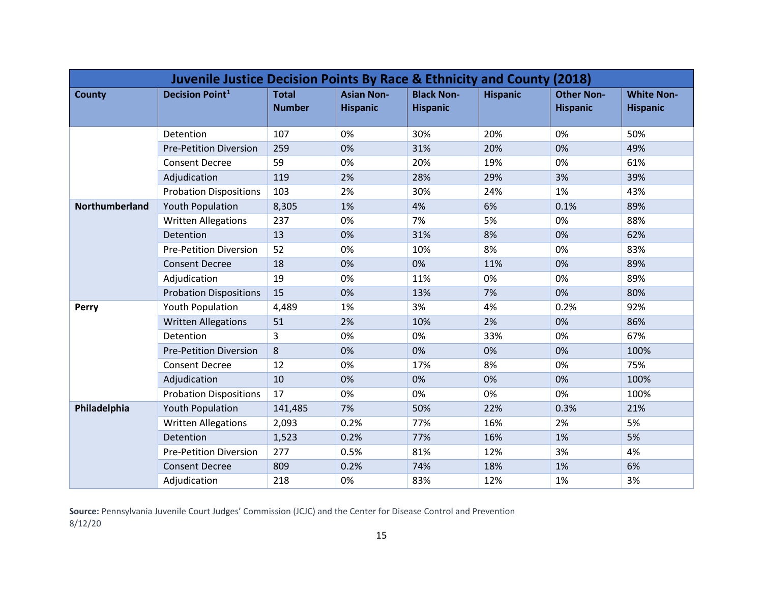| Juvenile Justice Decision Points By Race & Ethnicity and County (2018) | | | | | | | |
|---|---|---|---|---|---|---|---|
| **County** | **Decision Point[1]** | **Total Number** | **Asian Non-Hispanic** | **Black Non-Hispanic** | **Hispanic** | **Other Non-Hispanic** | **White Non-Hispanic** |
| | Detention | 107 | 0% | 30% | 20% | 0% | 50% |
| | Pre-Petition Diversion | 259 | 0% | 31% | 20% | 0% | 49% |
| | Consent Decree | 59 | 0% | 20% | 19% | 0% | 61% |
| | Adjudication | 119 | 2% | 28% | 29% | 3% | 39% |
| | Probation Dispositions | 103 | 2% | 30% | 24% | 1% | 43% |
| **Northumberland** | Youth Population | 8,305 | 1% | 4% | 6% | 0.1% | 89% |
| | Written Allegations | 237 | 0% | 7% | 5% | 0% | 88% |
| | Detention | 13 | 0% | 31% | 8% | 0% | 62% |
| | Pre-Petition Diversion | 52 | 0% | 10% | 8% | 0% | 83% |
| | Consent Decree | 18 | 0% | 0% | 11% | 0% | 89% |
| | Adjudication | 19 | 0% | 11% | 0% | 0% | 89% |
| | Probation Dispositions | 15 | 0% | 13% | 7% | 0% | 80% |
| **Perry** | Youth Population | 4,489 | 1% | 3% | 4% | 0.2% | 92% |
| | Written Allegations | 51 | 2% | 10% | 2% | 0% | 86% |
| | Detention | 3 | 0% | 0% | 33% | 0% | 67% |
| | Pre-Petition Diversion | 8 | 0% | 0% | 0% | 0% | 100% |
| | Consent Decree | 12 | 0% | 17% | 8% | 0% | 75% |
| | Adjudication | 10 | 0% | 0% | 0% | 0% | 100% |
| | Probation Dispositions | 17 | 0% | 0% | 0% | 0% | 100% |
| **Philadelphia** | Youth Population | 141,485 | 7% | 50% | 22% | 0.3% | 21% |
| | Written Allegations | 2,093 | 0.2% | 77% | 16% | 2% | 5% |
| | Detention | 1,523 | 0.2% | 77% | 16% | 1% | 5% |
| | Pre-Petition Diversion | 277 | 0.5% | 81% | 12% | 3% | 4% |
| | Consent Decree | 809 | 0.2% | 74% | 18% | 1% | 6% |
| | Adjudication | 218 | 0% | 83% | 12% | 1% | 3% |

**Source:** Pennsylvania Juvenile Court Judges' Commission (JCJC) and the Center for Disease Control and Prevention
8/12/20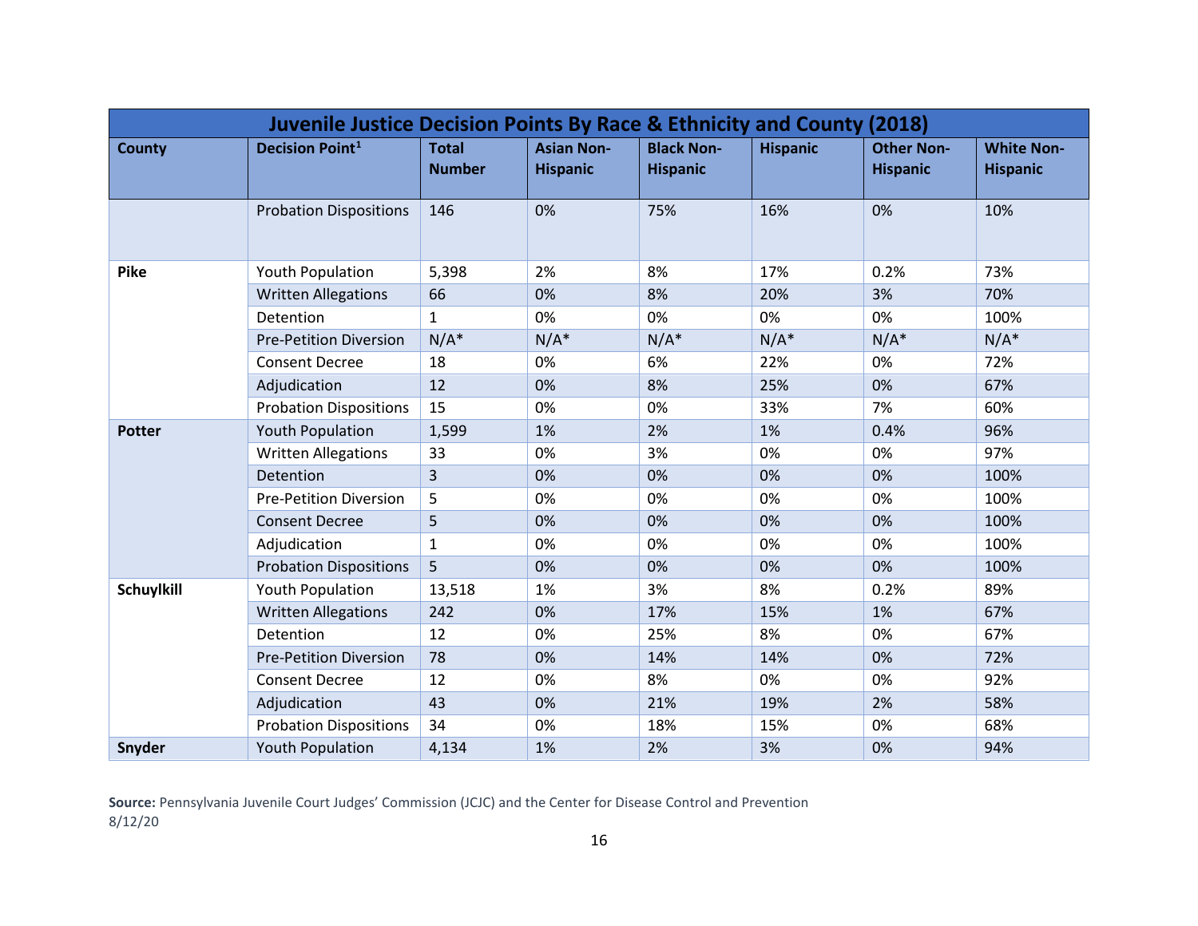| Juvenile Justice Decision Points By Race & Ethnicity and County (2018) | | | | | | | |
|---|---|---|---|---|---|---|---|
| **County** | **Decision Point[1]** | **Total Number** | **Asian Non-Hispanic** | **Black Non-Hispanic** | **Hispanic** | **Other Non-Hispanic** | **White Non-Hispanic** |
| | Probation Dispositions | 146 | 0% | 75% | 16% | 0% | 10% |
| **Pike** | Youth Population | 5,398 | 2% | 8% | 17% | 0.2% | 73% |
| | Written Allegations | 66 | 0% | 8% | 20% | 3% | 70% |
| | Detention | 1 | 0% | 0% | 0% | 0% | 100% |
| | Pre-Petition Diversion | N/A* | N/A* | N/A* | N/A* | N/A* | N/A* |
| | Consent Decree | 18 | 0% | 6% | 22% | 0% | 72% |
| | Adjudication | 12 | 0% | 8% | 25% | 0% | 67% |
| | Probation Dispositions | 15 | 0% | 0% | 33% | 7% | 60% |
| **Potter** | Youth Population | 1,599 | 1% | 2% | 1% | 0.4% | 96% |
| | Written Allegations | 33 | 0% | 3% | 0% | 0% | 97% |
| | Detention | 3 | 0% | 0% | 0% | 0% | 100% |
| | Pre-Petition Diversion | 5 | 0% | 0% | 0% | 0% | 100% |
| | Consent Decree | 5 | 0% | 0% | 0% | 0% | 100% |
| | Adjudication | 1 | 0% | 0% | 0% | 0% | 100% |
| | Probation Dispositions | 5 | 0% | 0% | 0% | 0% | 100% |
| **Schuylkill** | Youth Population | 13,518 | 1% | 3% | 8% | 0.2% | 89% |
| | Written Allegations | 242 | 0% | 17% | 15% | 1% | 67% |
| | Detention | 12 | 0% | 25% | 8% | 0% | 67% |
| | Pre-Petition Diversion | 78 | 0% | 14% | 14% | 0% | 72% |
| | Consent Decree | 12 | 0% | 8% | 0% | 0% | 92% |
| | Adjudication | 43 | 0% | 21% | 19% | 2% | 58% |
| | Probation Dispositions | 34 | 0% | 18% | 15% | 0% | 68% |
| **Snyder** | Youth Population | 4,134 | 1% | 2% | 3% | 0% | 94% |

**Source:** Pennsylvania Juvenile Court Judges' Commission (JCJC) and the Center for Disease Control and Prevention
8/12/20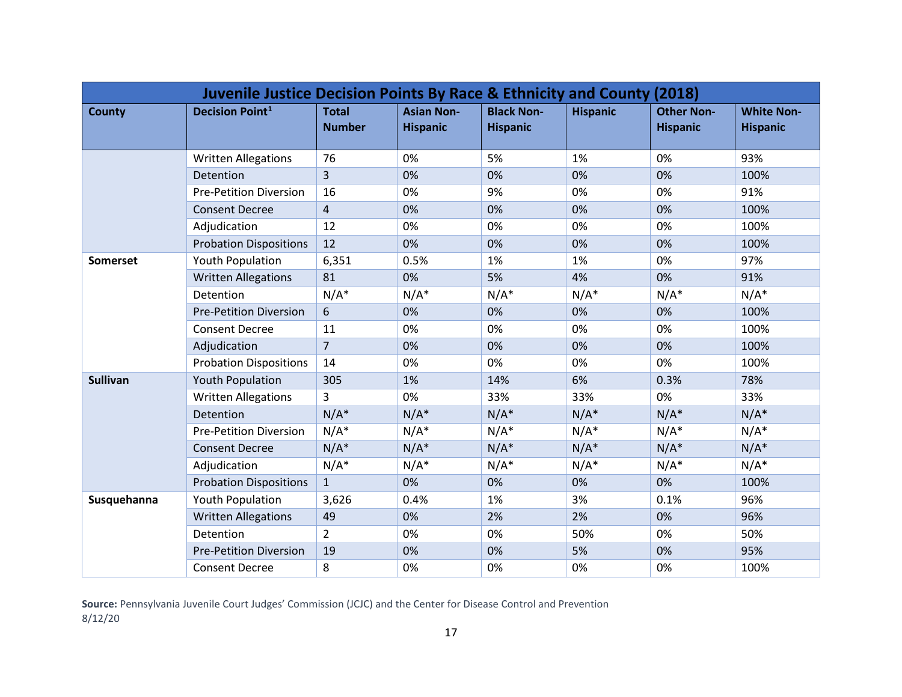| Juvenile Justice Decision Points By Race & Ethnicity and County (2018) | | | | | | | |
|---|---|---|---|---|---|---|---|
| **County** | **Decision Point[1]** | **Total Number** | **Asian Non-Hispanic** | **Black Non-Hispanic** | **Hispanic** | **Other Non-Hispanic** | **White Non-Hispanic** |
| | Written Allegations | 76 | 0% | 5% | 1% | 0% | 93% |
| | Detention | 3 | 0% | 0% | 0% | 0% | 100% |
| | Pre-Petition Diversion | 16 | 0% | 9% | 0% | 0% | 91% |
| | Consent Decree | 4 | 0% | 0% | 0% | 0% | 100% |
| | Adjudication | 12 | 0% | 0% | 0% | 0% | 100% |
| | Probation Dispositions | 12 | 0% | 0% | 0% | 0% | 100% |
| **Somerset** | Youth Population | 6,351 | 0.5% | 1% | 1% | 0% | 97% |
| | Written Allegations | 81 | 0% | 5% | 4% | 0% | 91% |
| | Detention | N/A* | N/A* | N/A* | N/A* | N/A* | N/A* |
| | Pre-Petition Diversion | 6 | 0% | 0% | 0% | 0% | 100% |
| | Consent Decree | 11 | 0% | 0% | 0% | 0% | 100% |
| | Adjudication | 7 | 0% | 0% | 0% | 0% | 100% |
| | Probation Dispositions | 14 | 0% | 0% | 0% | 0% | 100% |
| **Sullivan** | Youth Population | 305 | 1% | 14% | 6% | 0.3% | 78% |
| | Written Allegations | 3 | 0% | 33% | 33% | 0% | 33% |
| | Detention | N/A* | N/A* | N/A* | N/A* | N/A* | N/A* |
| | Pre-Petition Diversion | N/A* | N/A* | N/A* | N/A* | N/A* | N/A* |
| | Consent Decree | N/A* | N/A* | N/A* | N/A* | N/A* | N/A* |
| | Adjudication | N/A* | N/A* | N/A* | N/A* | N/A* | N/A* |
| | Probation Dispositions | 1 | 0% | 0% | 0% | 0% | 100% |
| **Susquehanna** | Youth Population | 3,626 | 0.4% | 1% | 3% | 0.1% | 96% |
| | Written Allegations | 49 | 0% | 2% | 2% | 0% | 96% |
| | Detention | 2 | 0% | 0% | 50% | 0% | 50% |
| | Pre-Petition Diversion | 19 | 0% | 0% | 5% | 0% | 95% |
| | Consent Decree | 8 | 0% | 0% | 0% | 0% | 100% |

**Source:** Pennsylvania Juvenile Court Judges' Commission (JCJC) and the Center for Disease Control and Prevention
8/12/20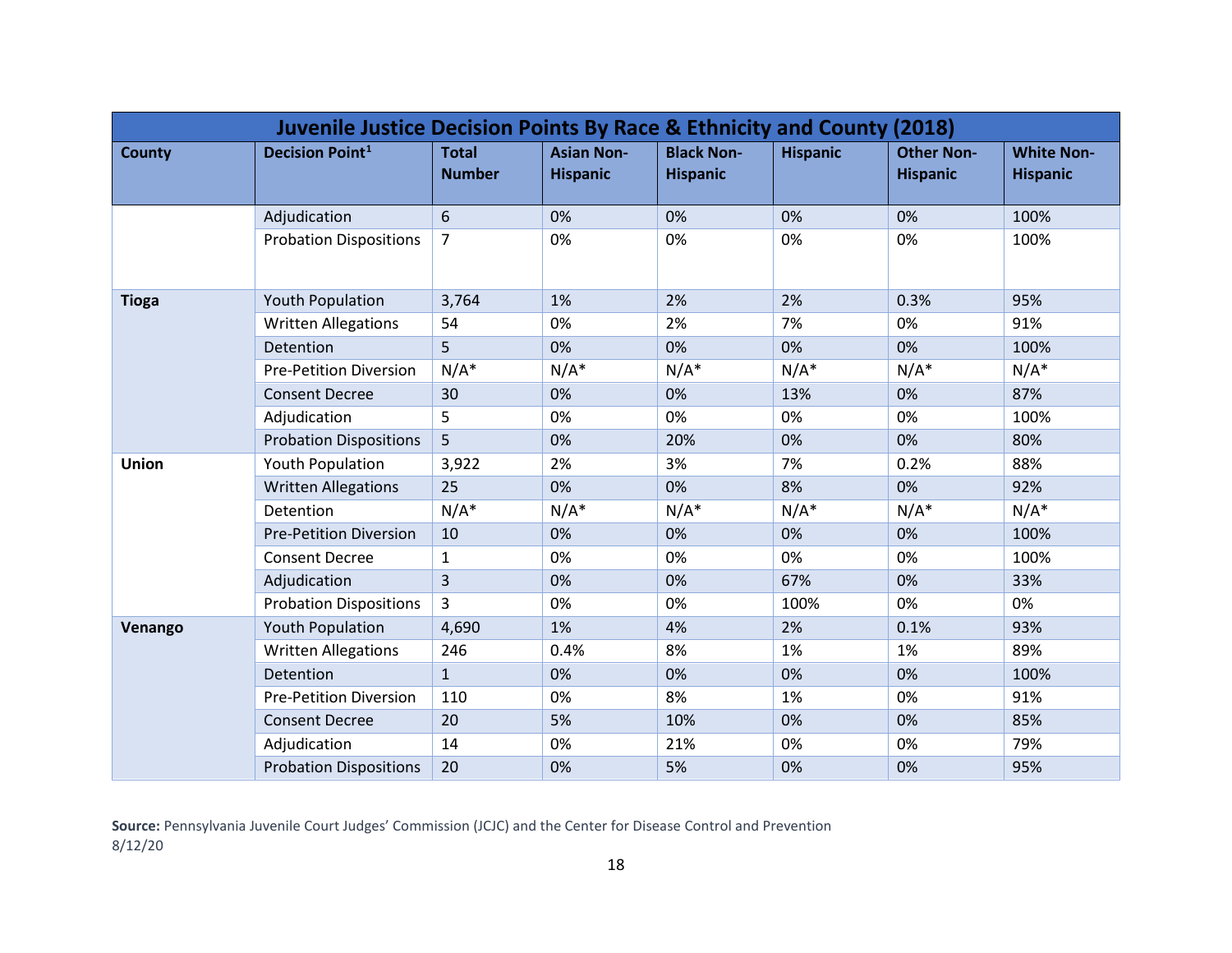| Juvenile Justice Decision Points By Race & Ethnicity and County (2018) | | | | | | | |
|---|---|---|---|---|---|---|---|
| County | Decision Point[1] | Total Number | Asian Non-Hispanic | Black Non-Hispanic | Hispanic | Other Non-Hispanic | White Non-Hispanic |
| | Adjudication | 6 | 0% | 0% | 0% | 0% | 100% |
| | Probation Dispositions | 7 | 0% | 0% | 0% | 0% | 100% |
| **Tioga** | Youth Population | 3,764 | 1% | 2% | 2% | 0.3% | 95% |
| | Written Allegations | 54 | 0% | 2% | 7% | 0% | 91% |
| | Detention | 5 | 0% | 0% | 0% | 0% | 100% |
| | Pre-Petition Diversion | N/A* | N/A* | N/A* | N/A* | N/A* | N/A* |
| | Consent Decree | 30 | 0% | 0% | 13% | 0% | 87% |
| | Adjudication | 5 | 0% | 0% | 0% | 0% | 100% |
| | Probation Dispositions | 5 | 0% | 20% | 0% | 0% | 80% |
| **Union** | Youth Population | 3,922 | 2% | 3% | 7% | 0.2% | 88% |
| | Written Allegations | 25 | 0% | 0% | 8% | 0% | 92% |
| | Detention | N/A* | N/A* | N/A* | N/A* | N/A* | N/A* |
| | Pre-Petition Diversion | 10 | 0% | 0% | 0% | 0% | 100% |
| | Consent Decree | 1 | 0% | 0% | 0% | 0% | 100% |
| | Adjudication | 3 | 0% | 0% | 67% | 0% | 33% |
| | Probation Dispositions | 3 | 0% | 0% | 100% | 0% | 0% |
| **Venango** | Youth Population | 4,690 | 1% | 4% | 2% | 0.1% | 93% |
| | Written Allegations | 246 | 0.4% | 8% | 1% | 1% | 89% |
| | Detention | 1 | 0% | 0% | 0% | 0% | 100% |
| | Pre-Petition Diversion | 110 | 0% | 8% | 1% | 0% | 91% |
| | Consent Decree | 20 | 5% | 10% | 0% | 0% | 85% |
| | Adjudication | 14 | 0% | 21% | 0% | 0% | 79% |
| | Probation Dispositions | 20 | 0% | 5% | 0% | 0% | 95% |

**Source:** Pennsylvania Juvenile Court Judges' Commission (JCJC) and the Center for Disease Control and Prevention
8/12/20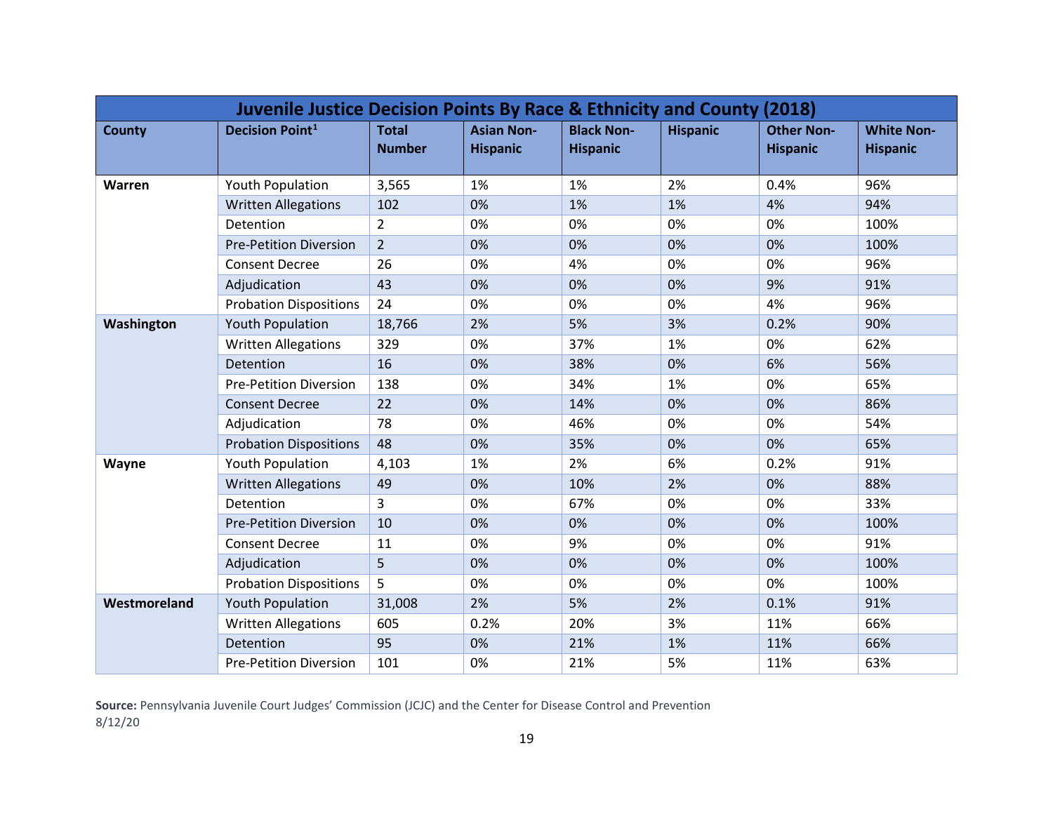| Juvenile Justice Decision Points By Race & Ethnicity and County (2018) | | | | | | | |
|---|---|---|---|---|---|---|---|
| **County** | **Decision Point[1]** | **Total Number** | **Asian Non-Hispanic** | **Black Non-Hispanic** | **Hispanic** | **Other Non-Hispanic** | **White Non-Hispanic** |
| **Warren** | Youth Population | 3,565 | 1% | 1% | 2% | 0.4% | 96% |
| | Written Allegations | 102 | 0% | 1% | 1% | 4% | 94% |
| | Detention | 2 | 0% | 0% | 0% | 0% | 100% |
| | Pre-Petition Diversion | 2 | 0% | 0% | 0% | 0% | 100% |
| | Consent Decree | 26 | 0% | 4% | 0% | 0% | 96% |
| | Adjudication | 43 | 0% | 0% | 0% | 9% | 91% |
| | Probation Dispositions | 24 | 0% | 0% | 0% | 4% | 96% |
| **Washington** | Youth Population | 18,766 | 2% | 5% | 3% | 0.2% | 90% |
| | Written Allegations | 329 | 0% | 37% | 1% | 0% | 62% |
| | Detention | 16 | 0% | 38% | 0% | 6% | 56% |
| | Pre-Petition Diversion | 138 | 0% | 34% | 1% | 0% | 65% |
| | Consent Decree | 22 | 0% | 14% | 0% | 0% | 86% |
| | Adjudication | 78 | 0% | 46% | 0% | 0% | 54% |
| | Probation Dispositions | 48 | 0% | 35% | 0% | 0% | 65% |
| **Wayne** | Youth Population | 4,103 | 1% | 2% | 6% | 0.2% | 91% |
| | Written Allegations | 49 | 0% | 10% | 2% | 0% | 88% |
| | Detention | 3 | 0% | 67% | 0% | 0% | 33% |
| | Pre-Petition Diversion | 10 | 0% | 0% | 0% | 0% | 100% |
| | Consent Decree | 11 | 0% | 9% | 0% | 0% | 91% |
| | Adjudication | 5 | 0% | 0% | 0% | 0% | 100% |
| | Probation Dispositions | 5 | 0% | 0% | 0% | 0% | 100% |
| **Westmoreland** | Youth Population | 31,008 | 2% | 5% | 2% | 0.1% | 91% |
| | Written Allegations | 605 | 0.2% | 20% | 3% | 11% | 66% |
| | Detention | 95 | 0% | 21% | 1% | 11% | 66% |
| | Pre-Petition Diversion | 101 | 0% | 21% | 5% | 11% | 63% |

**Source:** Pennsylvania Juvenile Court Judges' Commission (JCJC) and the Center for Disease Control and Prevention
8/12/20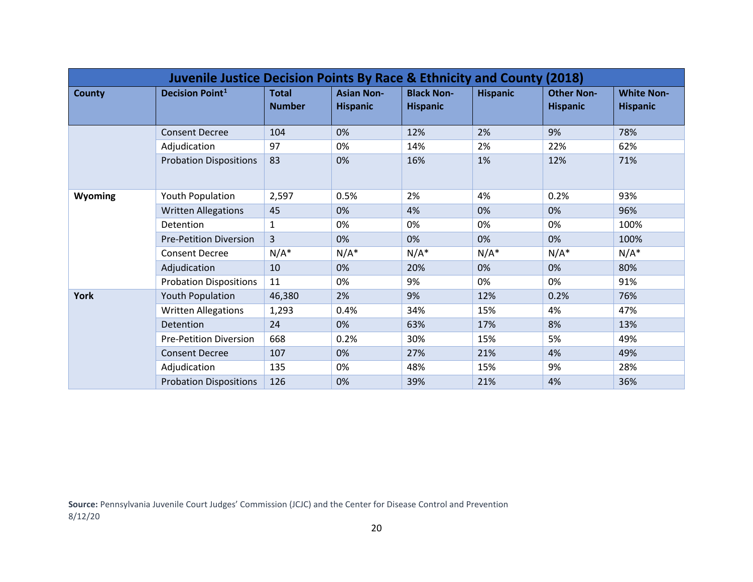| Juvenile Justice Decision Points By Race & Ethnicity and County (2018) | | | | | | | |
|---|---|---|---|---|---|---|---|
| **County** | **Decision Point[1]** | **Total Number** | **Asian Non-Hispanic** | **Black Non-Hispanic** | **Hispanic** | **Other Non-Hispanic** | **White Non-Hispanic** |
| | Consent Decree | 104 | 0% | 12% | 2% | 9% | 78% |
| | Adjudication | 97 | 0% | 14% | 2% | 22% | 62% |
| | Probation Dispositions | 83 | 0% | 16% | 1% | 12% | 71% |
| **Wyoming** | Youth Population | 2,597 | 0.5% | 2% | 4% | 0.2% | 93% |
| | Written Allegations | 45 | 0% | 4% | 0% | 0% | 96% |
| | Detention | 1 | 0% | 0% | 0% | 0% | 100% |
| | Pre-Petition Diversion | 3 | 0% | 0% | 0% | 0% | 100% |
| | Consent Decree | N/A* | N/A* | N/A* | N/A* | N/A* | N/A* |
| | Adjudication | 10 | 0% | 20% | 0% | 0% | 80% |
| | Probation Dispositions | 11 | 0% | 9% | 0% | 0% | 91% |
| **York** | Youth Population | 46,380 | 2% | 9% | 12% | 0.2% | 76% |
| | Written Allegations | 1,293 | 0.4% | 34% | 15% | 4% | 47% |
| | Detention | 24 | 0% | 63% | 17% | 8% | 13% |
| | Pre-Petition Diversion | 668 | 0.2% | 30% | 15% | 5% | 49% |
| | Consent Decree | 107 | 0% | 27% | 21% | 4% | 49% |
| | Adjudication | 135 | 0% | 48% | 15% | 9% | 28% |
| | Probation Dispositions | 126 | 0% | 39% | 21% | 4% | 36% |

**Source:** Pennsylvania Juvenile Court Judges' Commission (JCJC) and the Center for Disease Control and Prevention
8/12/20